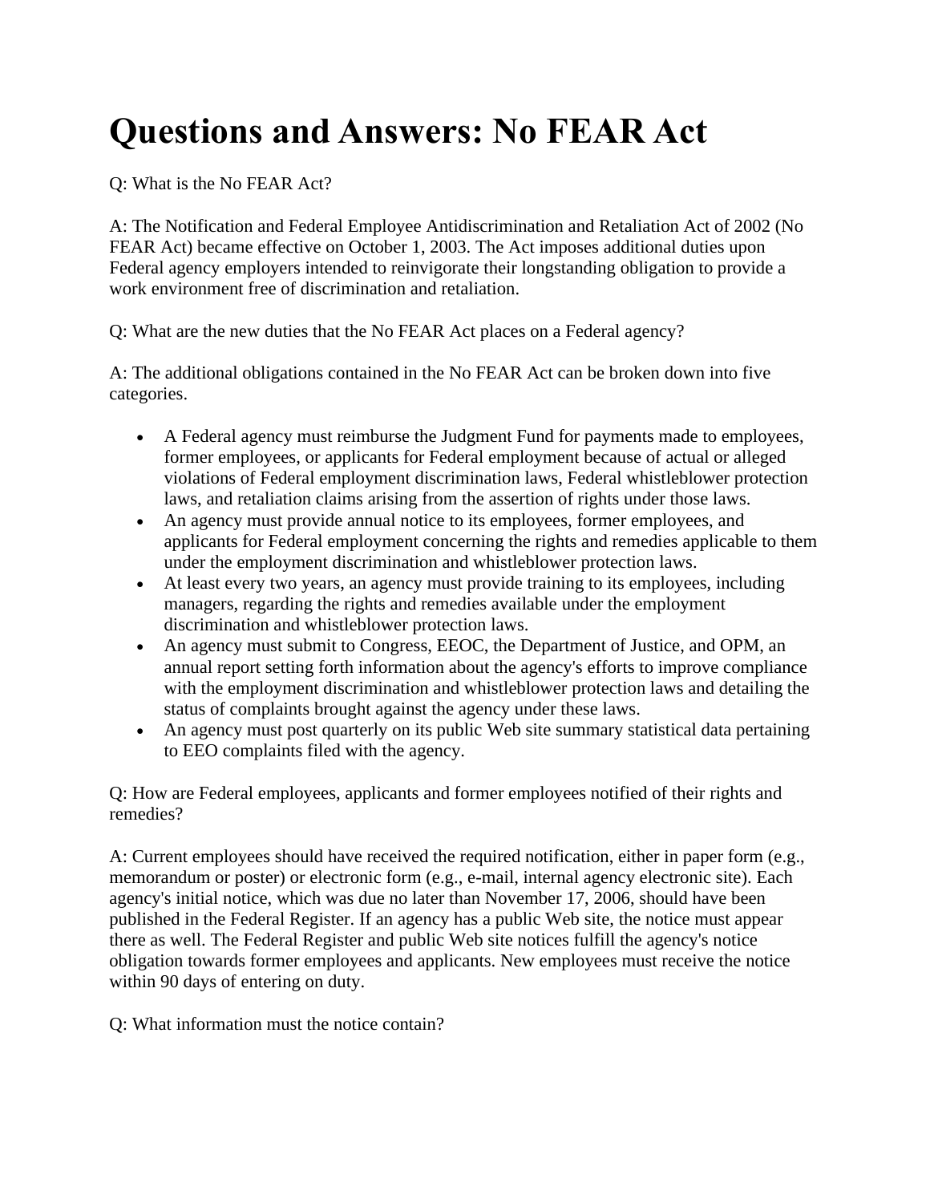# Questions and Answers: No FEAR Act

Q: What is the No FEAR Act?

A: The Notification and Federal Employee Antidiscrimination and Retaliation Act of 2002 (No FEAR Act) became effective on October 1, 2003. The Act imposes additional duties upon Federal agency employers intended to reinvigorate their longstanding obligation to provide a work environment free of discrimination and retaliation.

Q: What are the new duties that the No FEAR Act places on a Federal agency?

A: The additional obligations contained in the No FEAR Act can be broken down into five categories.

- A Federal agency must reimburse the Judgment Fund for payments made to employees, former employees, or applicants for Federal employment because of actual or alleged violations of Federal employment discrimination laws, Federal whistleblower protection laws, and retaliation claims arising from the assertion of rights under those laws.
- An agency must provide annual notice to its employees, former employees, and applicants for Federal employment concerning the rights and remedies applicable to them under the employment discrimination and whistleblower protection laws.
- At least every two years, an agency must provide training to its employees, including managers, regarding the rights and remedies available under the employment discrimination and whistleblower protection laws.
- An agency must submit to Congress, EEOC, the Department of Justice, and OPM, an annual report setting forth information about the agency's efforts to improve compliance with the employment discrimination and whistleblower protection laws and detailing the status of complaints brought against the agency under these laws.
- An agency must post quarterly on its public Web site summary statistical data pertaining to EEO complaints filed with the agency.

Q: How are Federal employees, applicants and former employees notified of their rights and remedies?

A: Current employees should have received the required notification, either in paper form (e.g., memorandum or poster) or electronic form (e.g., e-mail, internal agency electronic site). Each agency's initial notice, which was due no later than November 17, 2006, should have been published in the Federal Register. If an agency has a public Web site, the notice must appear there as well. The Federal Register and public Web site notices fulfill the agency's notice obligation towards former employees and applicants. New employees must receive the notice within 90 days of entering on duty.

Q: What information must the notice contain?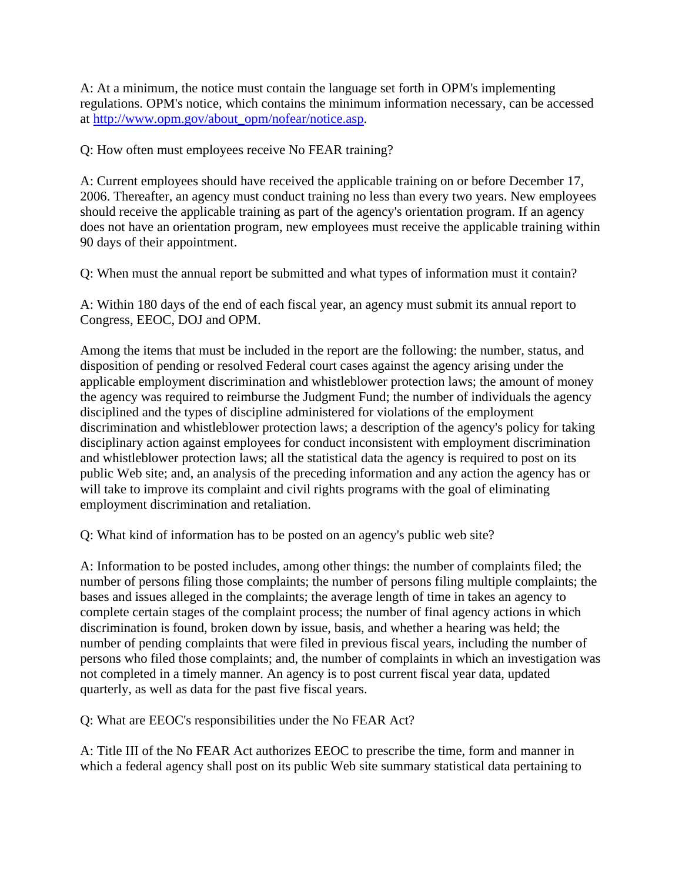A: At a minimum, the notice must contain the language set forth in OPM's implementing regulations. OPM's notice, which contains the minimum information necessary, can be accessed at [http://www.opm.gov/about_opm/nofear/notice.asp](http://www.opm.gov/about_opm/nofear/notice.asp).

Q: How often must employees receive No FEAR training?

A: Current employees should have received the applicable training on or before December 17, 2006. Thereafter, an agency must conduct training no less than every two years. New employees should receive the applicable training as part of the agency's orientation program. If an agency does not have an orientation program, new employees must receive the applicable training within 90 days of their appointment.

Q: When must the annual report be submitted and what types of information must it contain?

A: Within 180 days of the end of each fiscal year, an agency must submit its annual report to Congress, EEOC, DOJ and OPM.

Among the items that must be included in the report are the following: the number, status, and disposition of pending or resolved Federal court cases against the agency arising under the applicable employment discrimination and whistleblower protection laws; the amount of money the agency was required to reimburse the Judgment Fund; the number of individuals the agency disciplined and the types of discipline administered for violations of the employment discrimination and whistleblower protection laws; a description of the agency's policy for taking disciplinary action against employees for conduct inconsistent with employment discrimination and whistleblower protection laws; all the statistical data the agency is required to post on its public Web site; and, an analysis of the preceding information and any action the agency has or will take to improve its complaint and civil rights programs with the goal of eliminating employment discrimination and retaliation.

Q: What kind of information has to be posted on an agency's public web site?

A: Information to be posted includes, among other things: the number of complaints filed; the number of persons filing those complaints; the number of persons filing multiple complaints; the bases and issues alleged in the complaints; the average length of time in takes an agency to complete certain stages of the complaint process; the number of final agency actions in which discrimination is found, broken down by issue, basis, and whether a hearing was held; the number of pending complaints that were filed in previous fiscal years, including the number of persons who filed those complaints; and, the number of complaints in which an investigation was not completed in a timely manner. An agency is to post current fiscal year data, updated quarterly, as well as data for the past five fiscal years.

Q: What are EEOC's responsibilities under the No FEAR Act?

A: Title III of the No FEAR Act authorizes EEOC to prescribe the time, form and manner in which a federal agency shall post on its public Web site summary statistical data pertaining to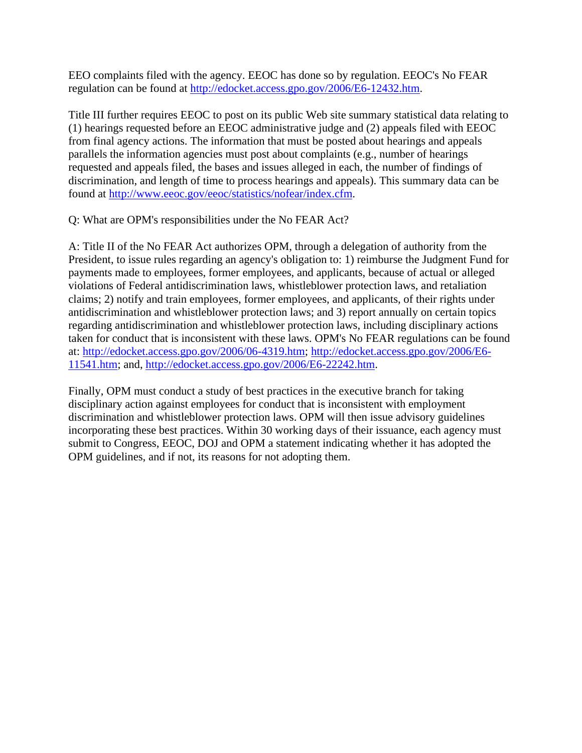EEO complaints filed with the agency. EEOC has done so by regulation. EEOC's No FEAR regulation can be found at [http://edocket.access.gpo.gov/2006/E6-12432.htm](http://edocket.access.gpo.gov/2006/E6-12432.htm).

Title III further requires EEOC to post on its public Web site summary statistical data relating to (1) hearings requested before an EEOC administrative judge and (2) appeals filed with EEOC from final agency actions. The information that must be posted about hearings and appeals parallels the information agencies must post about complaints (e.g., number of hearings requested and appeals filed, the bases and issues alleged in each, the number of findings of discrimination, and length of time to process hearings and appeals). This summary data can be found at [http://www.eeoc.gov/eeoc/statistics/nofear/index.cfm](http://www.eeoc.gov/eeoc/statistics/nofear/index.cfm).

Q: What are OPM's responsibilities under the No FEAR Act?

A: Title II of the No FEAR Act authorizes OPM, through a delegation of authority from the President, to issue rules regarding an agency's obligation to: 1) reimburse the Judgment Fund for payments made to employees, former employees, and applicants, because of actual or alleged violations of Federal antidiscrimination laws, whistleblower protection laws, and retaliation claims; 2) notify and train employees, former employees, and applicants, of their rights under antidiscrimination and whistleblower protection laws; and 3) report annually on certain topics regarding antidiscrimination and whistleblower protection laws, including disciplinary actions taken for conduct that is inconsistent with these laws. OPM's No FEAR regulations can be found at: [http://edocket.access.gpo.gov/2006/06-4319.htm](http://edocket.access.gpo.gov/2006/06-4319.htm); [http://edocket.access.gpo.gov/2006/E6-11541.htm](http://edocket.access.gpo.gov/2006/E6-11541.htm); and, [http://edocket.access.gpo.gov/2006/E6-22242.htm](http://edocket.access.gpo.gov/2006/E6-22242.htm).

Finally, OPM must conduct a study of best practices in the executive branch for taking disciplinary action against employees for conduct that is inconsistent with employment discrimination and whistleblower protection laws. OPM will then issue advisory guidelines incorporating these best practices. Within 30 working days of their issuance, each agency must submit to Congress, EEOC, DOJ and OPM a statement indicating whether it has adopted the OPM guidelines, and if not, its reasons for not adopting them.